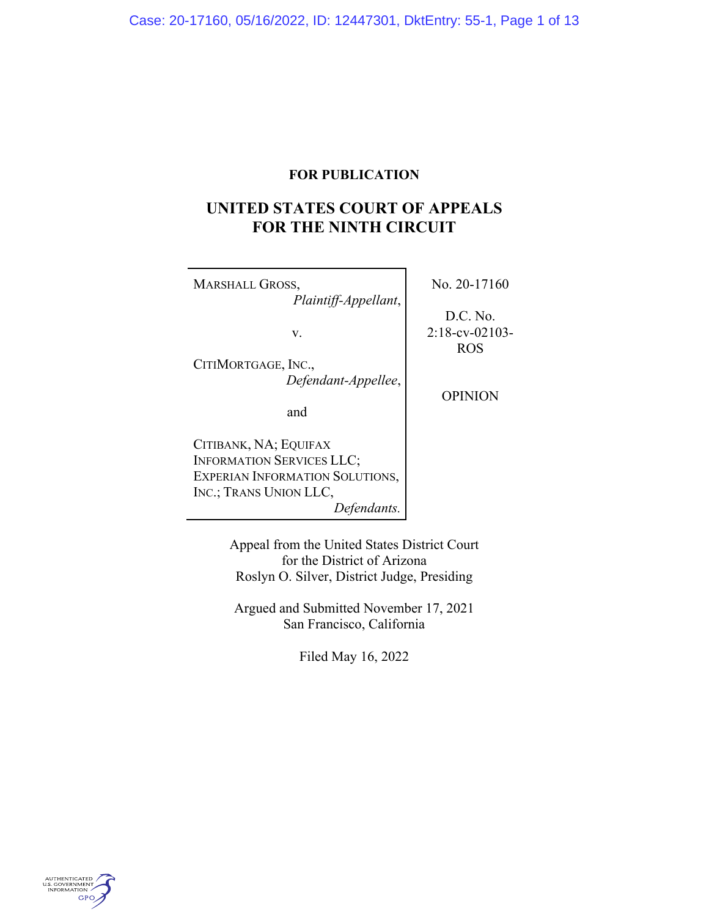**FOR PUBLICATION**

# UNITED STATES COURT OF APPEALS FOR THE NINTH CIRCUIT

| | |
|---|---|
| MARSHALL GROSS, *Plaintiff-Appellant*, v. CITIMORTGAGE, INC., *Defendant-Appellee*, and CITIBANK, NA; EQUIFAX INFORMATION SERVICES LLC; EXPERIAN INFORMATION SOLUTIONS, INC.; TRANS UNION LLC, *Defendants.* | No. 20-17160 D.C. No. 2:18-cv-02103-ROS OPINION |

Appeal from the United States District Court for the District of Arizona
Roslyn O. Silver, District Judge, Presiding

Argued and Submitted November 17, 2021
San Francisco, California

Filed May 16, 2022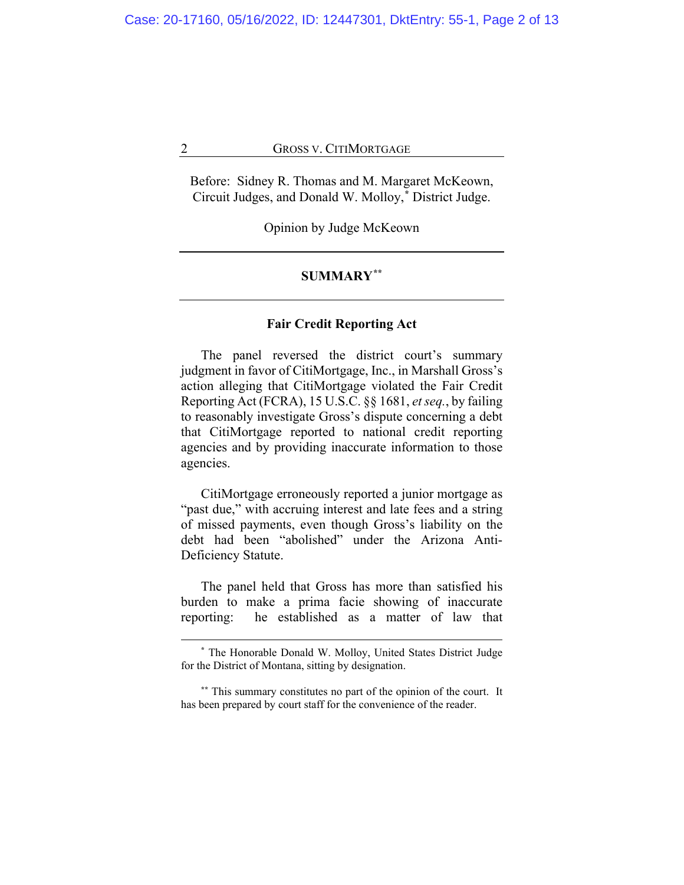Before: Sidney R. Thomas and M. Margaret McKeown, Circuit Judges, and Donald W. Molloy,[*] District Judge.

Opinion by Judge McKeown

---

## SUMMARY[**]

---

### Fair Credit Reporting Act

The panel reversed the district court's summary judgment in favor of CitiMortgage, Inc., in Marshall Gross's action alleging that CitiMortgage violated the Fair Credit Reporting Act (FCRA), 15 U.S.C. §§ 1681, *et seq.*, by failing to reasonably investigate Gross's dispute concerning a debt that CitiMortgage reported to national credit reporting agencies and by providing inaccurate information to those agencies.

CitiMortgage erroneously reported a junior mortgage as "past due," with accruing interest and late fees and a string of missed payments, even though Gross's liability on the debt had been "abolished" under the Arizona Anti-Deficiency Statute.

The panel held that Gross has more than satisfied his burden to make a prima facie showing of inaccurate reporting: he established as a matter of law that

---

[*] The Honorable Donald W. Molloy, United States District Judge for the District of Montana, sitting by designation.

[**] This summary constitutes no part of the opinion of the court. It has been prepared by court staff for the convenience of the reader.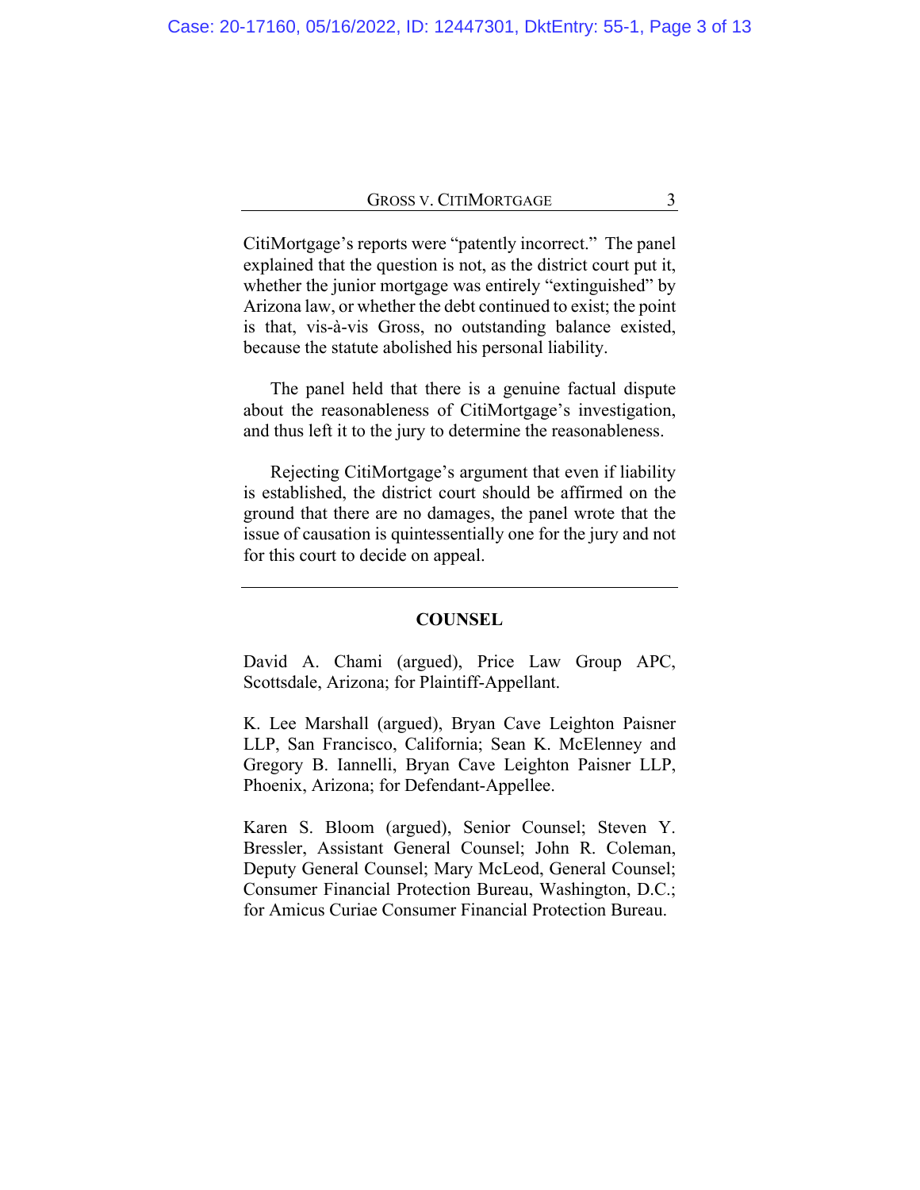CitiMortgage's reports were "patently incorrect." The panel explained that the question is not, as the district court put it, whether the junior mortgage was entirely "extinguished" by Arizona law, or whether the debt continued to exist; the point is that, vis-à-vis Gross, no outstanding balance existed, because the statute abolished his personal liability.

The panel held that there is a genuine factual dispute about the reasonableness of CitiMortgage's investigation, and thus left it to the jury to determine the reasonableness.

Rejecting CitiMortgage's argument that even if liability is established, the district court should be affirmed on the ground that there are no damages, the panel wrote that the issue of causation is quintessentially one for the jury and not for this court to decide on appeal.

---

## COUNSEL

David A. Chami (argued), Price Law Group APC, Scottsdale, Arizona; for Plaintiff-Appellant.

K. Lee Marshall (argued), Bryan Cave Leighton Paisner LLP, San Francisco, California; Sean K. McElenney and Gregory B. Iannelli, Bryan Cave Leighton Paisner LLP, Phoenix, Arizona; for Defendant-Appellee.

Karen S. Bloom (argued), Senior Counsel; Steven Y. Bressler, Assistant General Counsel; John R. Coleman, Deputy General Counsel; Mary McLeod, General Counsel; Consumer Financial Protection Bureau, Washington, D.C.; for Amicus Curiae Consumer Financial Protection Bureau.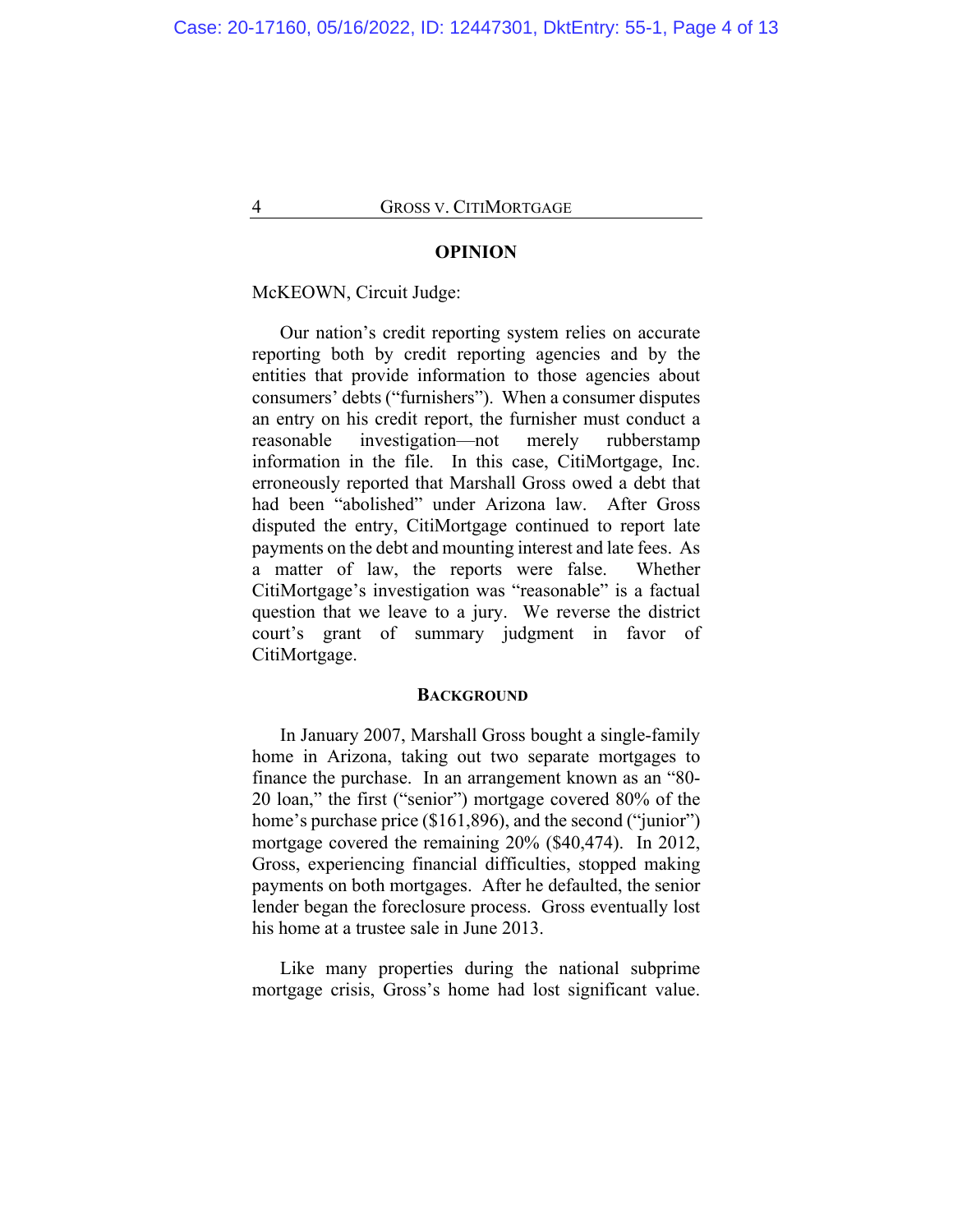## OPINION

McKEOWN, Circuit Judge:

Our nation's credit reporting system relies on accurate reporting both by credit reporting agencies and by the entities that provide information to those agencies about consumers' debts ("furnishers"). When a consumer disputes an entry on his credit report, the furnisher must conduct a reasonable investigation—not merely rubberstamp information in the file. In this case, CitiMortgage, Inc. erroneously reported that Marshall Gross owed a debt that had been "abolished" under Arizona law. After Gross disputed the entry, CitiMortgage continued to report late payments on the debt and mounting interest and late fees. As a matter of law, the reports were false. Whether CitiMortgage's investigation was "reasonable" is a factual question that we leave to a jury. We reverse the district court's grant of summary judgment in favor of CitiMortgage.

## BACKGROUND

In January 2007, Marshall Gross bought a single-family home in Arizona, taking out two separate mortgages to finance the purchase. In an arrangement known as an "80-20 loan," the first ("senior") mortgage covered 80% of the home's purchase price ($161,896), and the second ("junior") mortgage covered the remaining 20% ($40,474). In 2012, Gross, experiencing financial difficulties, stopped making payments on both mortgages. After he defaulted, the senior lender began the foreclosure process. Gross eventually lost his home at a trustee sale in June 2013.

Like many properties during the national subprime mortgage crisis, Gross's home had lost significant value.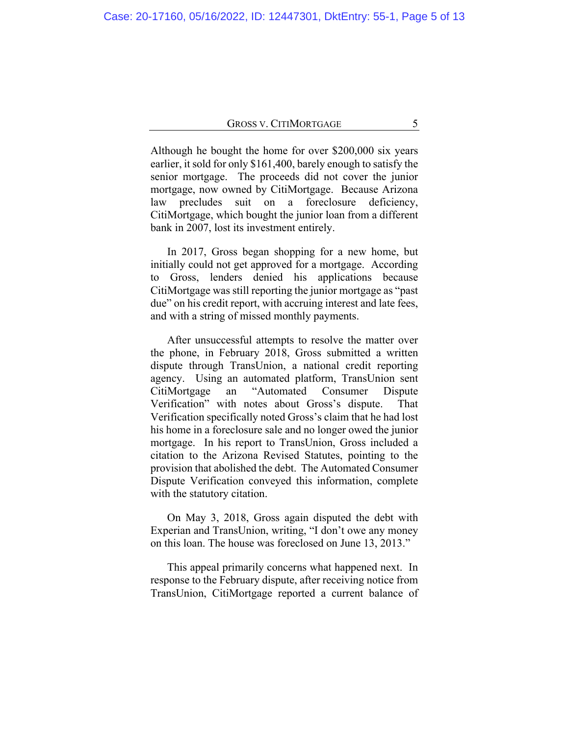Although he bought the home for over $200,000 six years earlier, it sold for only $161,400, barely enough to satisfy the senior mortgage. The proceeds did not cover the junior mortgage, now owned by CitiMortgage. Because Arizona law precludes suit on a foreclosure deficiency, CitiMortgage, which bought the junior loan from a different bank in 2007, lost its investment entirely.

In 2017, Gross began shopping for a new home, but initially could not get approved for a mortgage. According to Gross, lenders denied his applications because CitiMortgage was still reporting the junior mortgage as "past due" on his credit report, with accruing interest and late fees, and with a string of missed monthly payments.

After unsuccessful attempts to resolve the matter over the phone, in February 2018, Gross submitted a written dispute through TransUnion, a national credit reporting agency. Using an automated platform, TransUnion sent CitiMortgage an "Automated Consumer Dispute Verification" with notes about Gross's dispute. That Verification specifically noted Gross's claim that he had lost his home in a foreclosure sale and no longer owed the junior mortgage. In his report to TransUnion, Gross included a citation to the Arizona Revised Statutes, pointing to the provision that abolished the debt. The Automated Consumer Dispute Verification conveyed this information, complete with the statutory citation.

On May 3, 2018, Gross again disputed the debt with Experian and TransUnion, writing, "I don't owe any money on this loan. The house was foreclosed on June 13, 2013."

This appeal primarily concerns what happened next. In response to the February dispute, after receiving notice from TransUnion, CitiMortgage reported a current balance of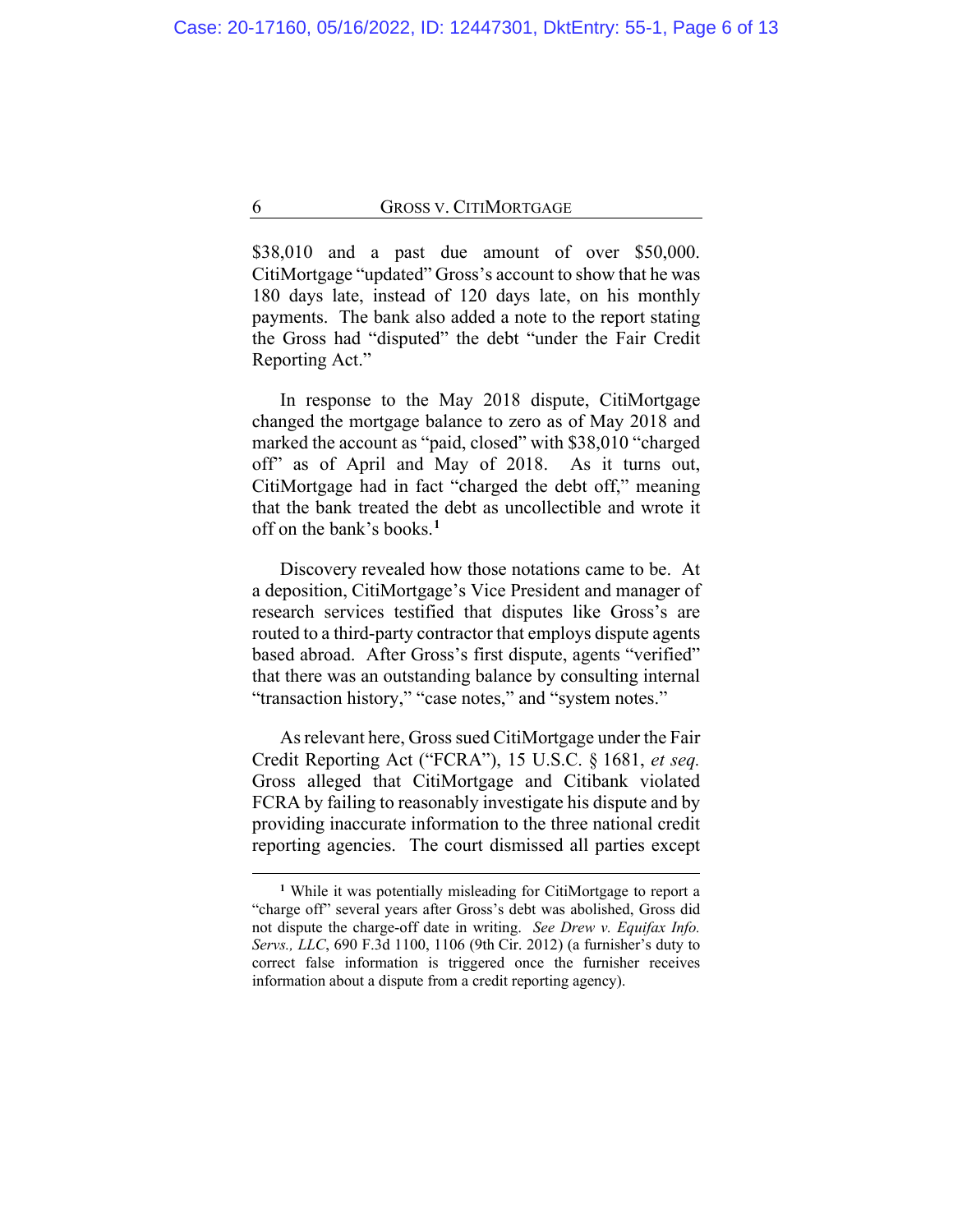$38,010 and a past due amount of over $50,000. CitiMortgage "updated" Gross's account to show that he was 180 days late, instead of 120 days late, on his monthly payments. The bank also added a note to the report stating the Gross had "disputed" the debt "under the Fair Credit Reporting Act."

In response to the May 2018 dispute, CitiMortgage changed the mortgage balance to zero as of May 2018 and marked the account as "paid, closed" with $38,010 "charged off" as of April and May of 2018. As it turns out, CitiMortgage had in fact "charged the debt off," meaning that the bank treated the debt as uncollectible and wrote it off on the bank's books.[1]

Discovery revealed how those notations came to be. At a deposition, CitiMortgage's Vice President and manager of research services testified that disputes like Gross's are routed to a third-party contractor that employs dispute agents based abroad. After Gross's first dispute, agents "verified" that there was an outstanding balance by consulting internal "transaction history," "case notes," and "system notes."

As relevant here, Gross sued CitiMortgage under the Fair Credit Reporting Act ("FCRA"), 15 U.S.C. § 1681, *et seq.* Gross alleged that CitiMortgage and Citibank violated FCRA by failing to reasonably investigate his dispute and by providing inaccurate information to the three national credit reporting agencies. The court dismissed all parties except

---

[1] While it was potentially misleading for CitiMortgage to report a "charge off" several years after Gross's debt was abolished, Gross did not dispute the charge-off date in writing. *See Drew v. Equifax Info. Servs., LLC*, 690 F.3d 1100, 1106 (9th Cir. 2012) (a furnisher's duty to correct false information is triggered once the furnisher receives information about a dispute from a credit reporting agency).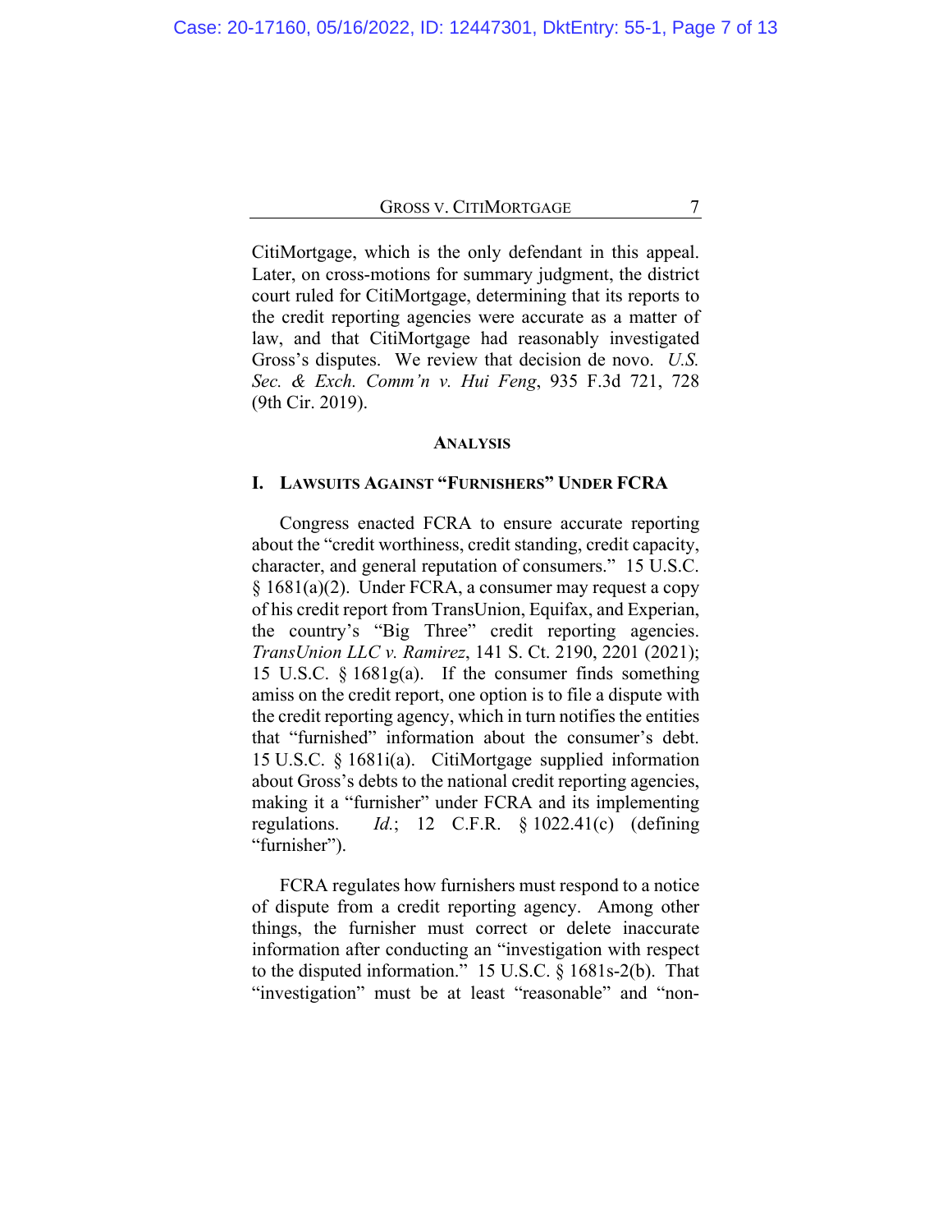CitiMortgage, which is the only defendant in this appeal. Later, on cross-motions for summary judgment, the district court ruled for CitiMortgage, determining that its reports to the credit reporting agencies were accurate as a matter of law, and that CitiMortgage had reasonably investigated Gross's disputes. We review that decision de novo. *U.S. Sec. & Exch. Comm'n v. Hui Feng*, 935 F.3d 721, 728 (9th Cir. 2019).

## ANALYSIS

### I. LAWSUITS AGAINST "FURNISHERS" UNDER FCRA

Congress enacted FCRA to ensure accurate reporting about the "credit worthiness, credit standing, credit capacity, character, and general reputation of consumers." 15 U.S.C. § 1681(a)(2). Under FCRA, a consumer may request a copy of his credit report from TransUnion, Equifax, and Experian, the country's "Big Three" credit reporting agencies. *TransUnion LLC v. Ramirez*, 141 S. Ct. 2190, 2201 (2021); 15 U.S.C. § 1681g(a). If the consumer finds something amiss on the credit report, one option is to file a dispute with the credit reporting agency, which in turn notifies the entities that "furnished" information about the consumer's debt. 15 U.S.C. § 1681i(a). CitiMortgage supplied information about Gross's debts to the national credit reporting agencies, making it a "furnisher" under FCRA and its implementing regulations. *Id.*; 12 C.F.R. § 1022.41(c) (defining "furnisher").

FCRA regulates how furnishers must respond to a notice of dispute from a credit reporting agency. Among other things, the furnisher must correct or delete inaccurate information after conducting an "investigation with respect to the disputed information." 15 U.S.C. § 1681s-2(b). That "investigation" must be at least "reasonable" and "non-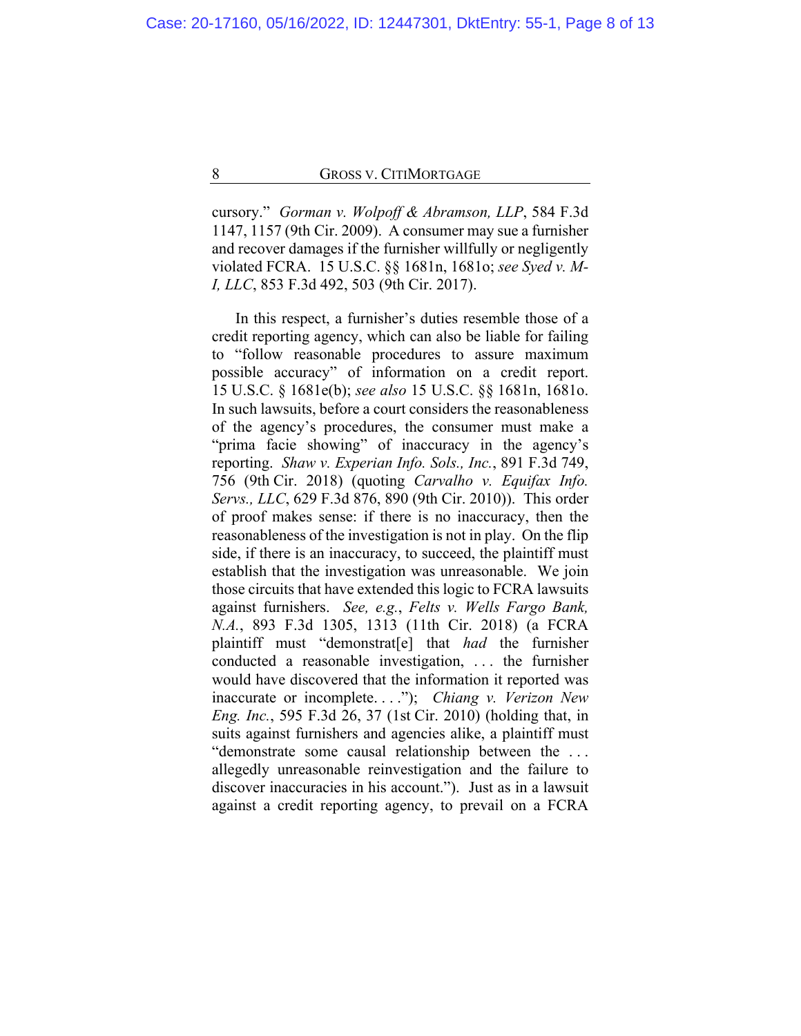cursory." *Gorman v. Wolpoff & Abramson, LLP*, 584 F.3d 1147, 1157 (9th Cir. 2009). A consumer may sue a furnisher and recover damages if the furnisher willfully or negligently violated FCRA. 15 U.S.C. §§ 1681n, 1681o; *see Syed v. M-I, LLC*, 853 F.3d 492, 503 (9th Cir. 2017).

In this respect, a furnisher's duties resemble those of a credit reporting agency, which can also be liable for failing to "follow reasonable procedures to assure maximum possible accuracy" of information on a credit report. 15 U.S.C. § 1681e(b); *see also* 15 U.S.C. §§ 1681n, 1681o. In such lawsuits, before a court considers the reasonableness of the agency's procedures, the consumer must make a "prima facie showing" of inaccuracy in the agency's reporting. *Shaw v. Experian Info. Sols., Inc.*, 891 F.3d 749, 756 (9th Cir. 2018) (quoting *Carvalho v. Equifax Info. Servs., LLC*, 629 F.3d 876, 890 (9th Cir. 2010)). This order of proof makes sense: if there is no inaccuracy, then the reasonableness of the investigation is not in play. On the flip side, if there is an inaccuracy, to succeed, the plaintiff must establish that the investigation was unreasonable. We join those circuits that have extended this logic to FCRA lawsuits against furnishers. *See, e.g.*, *Felts v. Wells Fargo Bank, N.A.*, 893 F.3d 1305, 1313 (11th Cir. 2018) (a FCRA plaintiff must "demonstrat[e] that *had* the furnisher conducted a reasonable investigation, . . . the furnisher would have discovered that the information it reported was inaccurate or incomplete. . . ."); *Chiang v. Verizon New Eng. Inc.*, 595 F.3d 26, 37 (1st Cir. 2010) (holding that, in suits against furnishers and agencies alike, a plaintiff must "demonstrate some causal relationship between the . . . allegedly unreasonable reinvestigation and the failure to discover inaccuracies in his account."). Just as in a lawsuit against a credit reporting agency, to prevail on a FCRA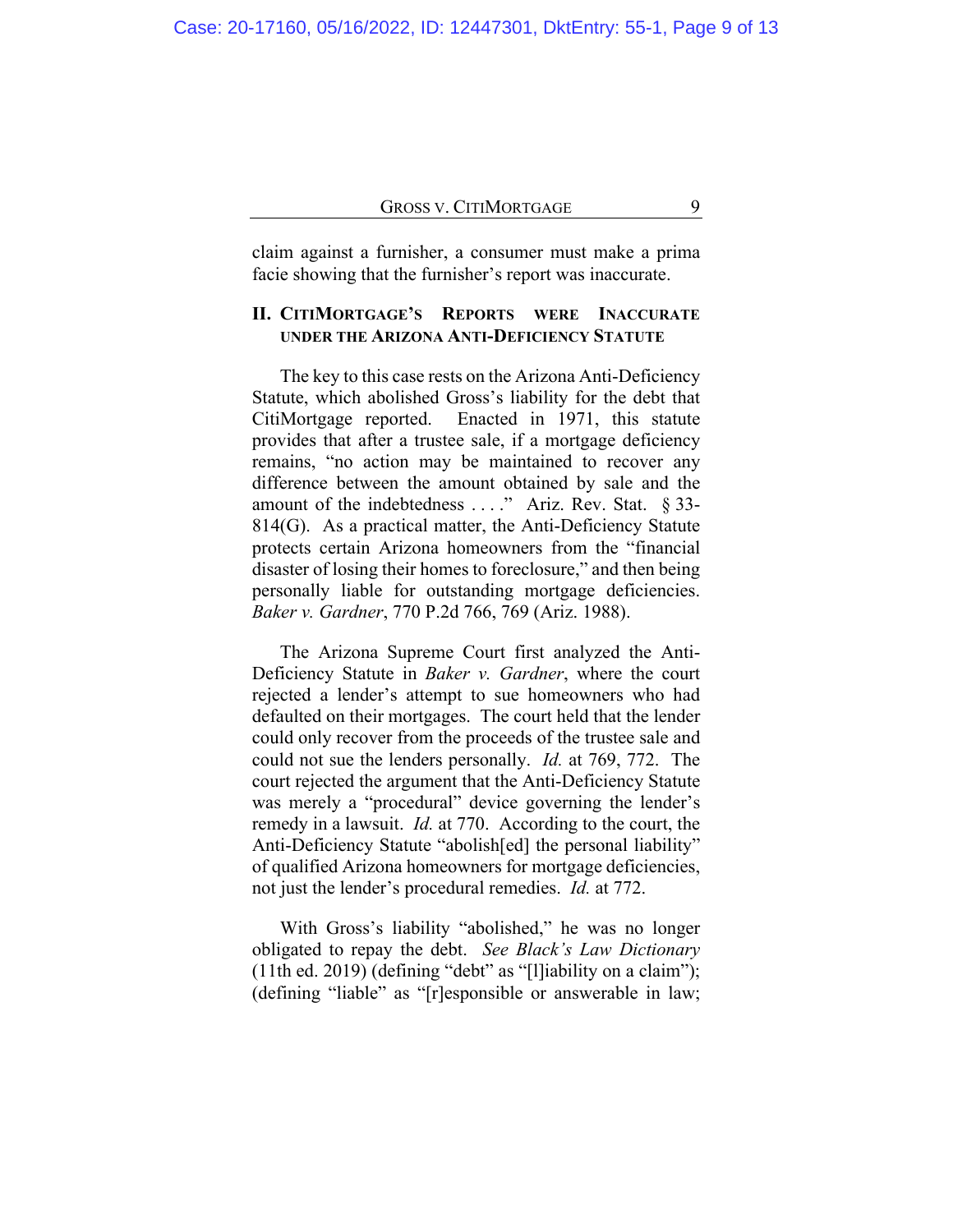claim against a furnisher, a consumer must make a prima facie showing that the furnisher's report was inaccurate.

## II. CitiMortgage's Reports were Inaccurate under the Arizona Anti-Deficiency Statute

The key to this case rests on the Arizona Anti-Deficiency Statute, which abolished Gross's liability for the debt that CitiMortgage reported. Enacted in 1971, this statute provides that after a trustee sale, if a mortgage deficiency remains, "no action may be maintained to recover any difference between the amount obtained by sale and the amount of the indebtedness . . . ." Ariz. Rev. Stat. § 33-814(G). As a practical matter, the Anti-Deficiency Statute protects certain Arizona homeowners from the "financial disaster of losing their homes to foreclosure," and then being personally liable for outstanding mortgage deficiencies. *Baker v. Gardner*, 770 P.2d 766, 769 (Ariz. 1988).

The Arizona Supreme Court first analyzed the Anti-Deficiency Statute in *Baker v. Gardner*, where the court rejected a lender's attempt to sue homeowners who had defaulted on their mortgages. The court held that the lender could only recover from the proceeds of the trustee sale and could not sue the lenders personally. *Id.* at 769, 772. The court rejected the argument that the Anti-Deficiency Statute was merely a "procedural" device governing the lender's remedy in a lawsuit. *Id.* at 770. According to the court, the Anti-Deficiency Statute "abolish[ed] the personal liability" of qualified Arizona homeowners for mortgage deficiencies, not just the lender's procedural remedies. *Id.* at 772.

With Gross's liability "abolished," he was no longer obligated to repay the debt. *See Black's Law Dictionary* (11th ed. 2019) (defining "debt" as "[l]iability on a claim"); (defining "liable" as "[r]esponsible or answerable in law;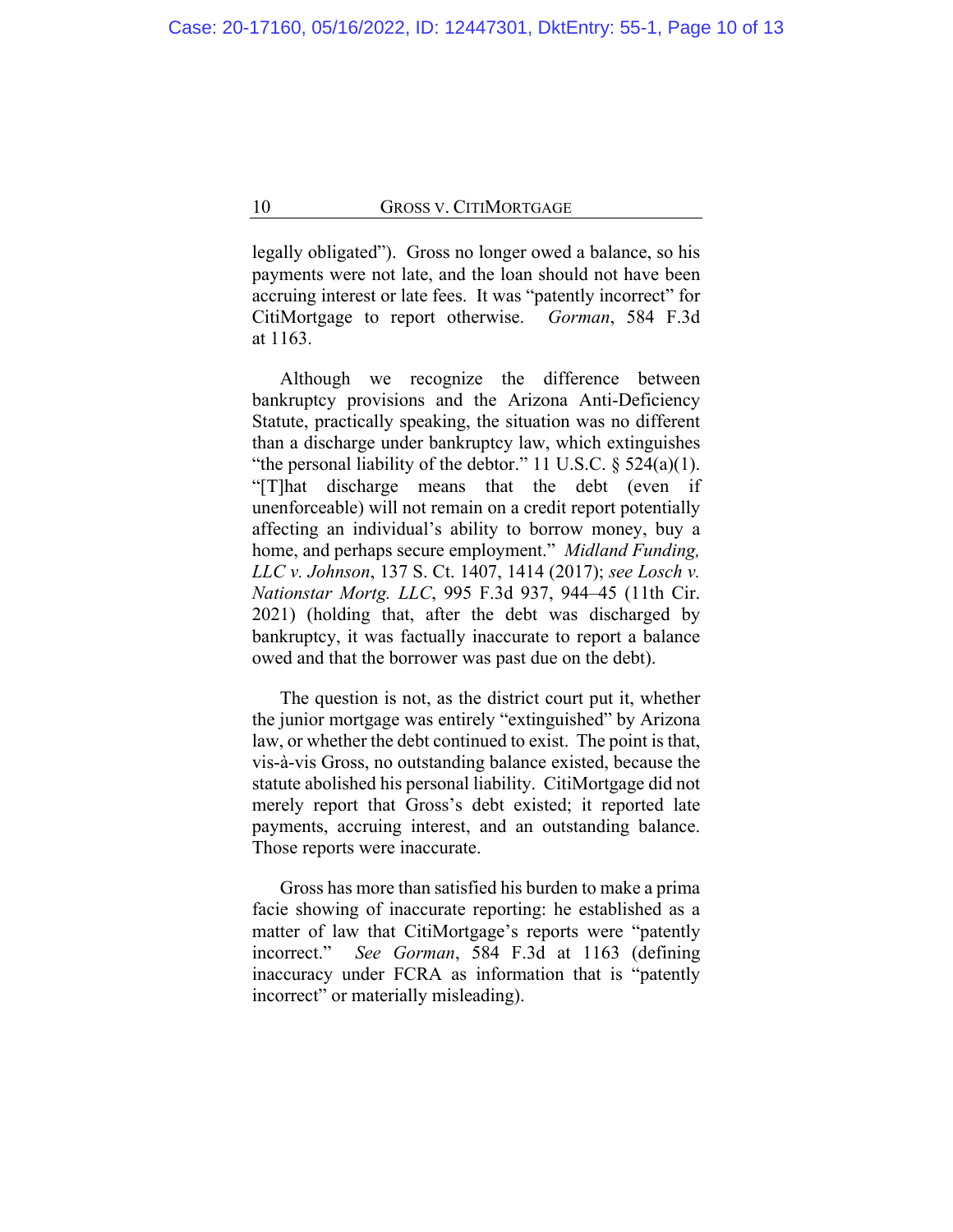legally obligated"). Gross no longer owed a balance, so his payments were not late, and the loan should not have been accruing interest or late fees. It was "patently incorrect" for CitiMortgage to report otherwise. *Gorman*, 584 F.3d at 1163.

Although we recognize the difference between bankruptcy provisions and the Arizona Anti-Deficiency Statute, practically speaking, the situation was no different than a discharge under bankruptcy law, which extinguishes "the personal liability of the debtor." 11 U.S.C. § 524(a)(1). "[T]hat discharge means that the debt (even if unenforceable) will not remain on a credit report potentially affecting an individual's ability to borrow money, buy a home, and perhaps secure employment." *Midland Funding, LLC v. Johnson*, 137 S. Ct. 1407, 1414 (2017); *see Losch v. Nationstar Mortg. LLC*, 995 F.3d 937, 944–45 (11th Cir. 2021) (holding that, after the debt was discharged by bankruptcy, it was factually inaccurate to report a balance owed and that the borrower was past due on the debt).

The question is not, as the district court put it, whether the junior mortgage was entirely "extinguished" by Arizona law, or whether the debt continued to exist. The point is that, vis-à-vis Gross, no outstanding balance existed, because the statute abolished his personal liability. CitiMortgage did not merely report that Gross's debt existed; it reported late payments, accruing interest, and an outstanding balance. Those reports were inaccurate.

Gross has more than satisfied his burden to make a prima facie showing of inaccurate reporting: he established as a matter of law that CitiMortgage's reports were "patently incorrect." *See Gorman*, 584 F.3d at 1163 (defining inaccuracy under FCRA as information that is "patently incorrect" or materially misleading).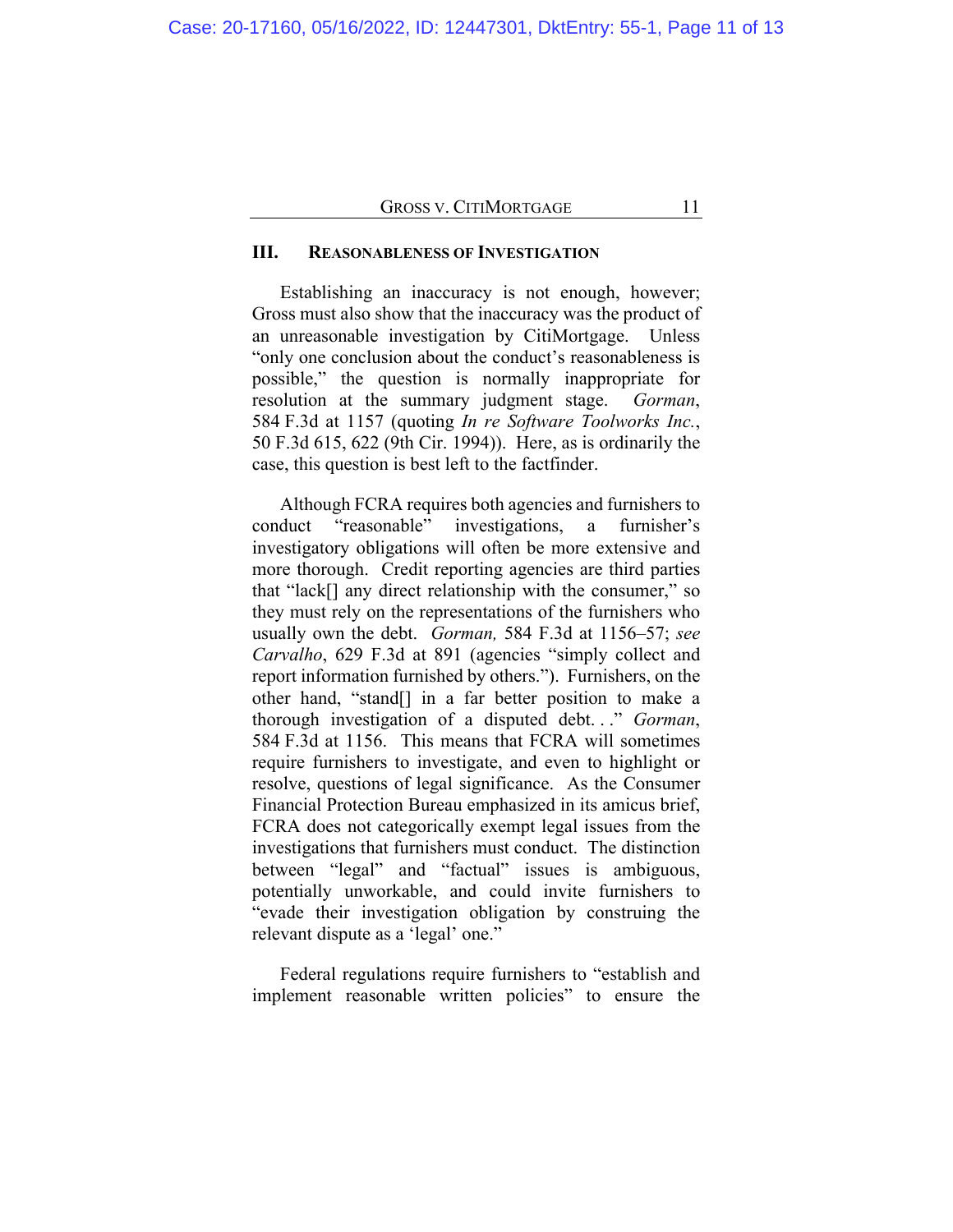## III. Reasonableness of Investigation

Establishing an inaccuracy is not enough, however; Gross must also show that the inaccuracy was the product of an unreasonable investigation by CitiMortgage. Unless "only one conclusion about the conduct's reasonableness is possible," the question is normally inappropriate for resolution at the summary judgment stage. *Gorman*, 584 F.3d at 1157 (quoting *In re Software Toolworks Inc.*, 50 F.3d 615, 622 (9th Cir. 1994)). Here, as is ordinarily the case, this question is best left to the factfinder.

Although FCRA requires both agencies and furnishers to conduct "reasonable" investigations, a furnisher's investigatory obligations will often be more extensive and more thorough. Credit reporting agencies are third parties that "lack[] any direct relationship with the consumer," so they must rely on the representations of the furnishers who usually own the debt. *Gorman,* 584 F.3d at 1156–57; *see Carvalho*, 629 F.3d at 891 (agencies "simply collect and report information furnished by others."). Furnishers, on the other hand, "stand[] in a far better position to make a thorough investigation of a disputed debt. . ." *Gorman*, 584 F.3d at 1156. This means that FCRA will sometimes require furnishers to investigate, and even to highlight or resolve, questions of legal significance. As the Consumer Financial Protection Bureau emphasized in its amicus brief, FCRA does not categorically exempt legal issues from the investigations that furnishers must conduct. The distinction between "legal" and "factual" issues is ambiguous, potentially unworkable, and could invite furnishers to "evade their investigation obligation by construing the relevant dispute as a 'legal' one."

Federal regulations require furnishers to "establish and implement reasonable written policies" to ensure the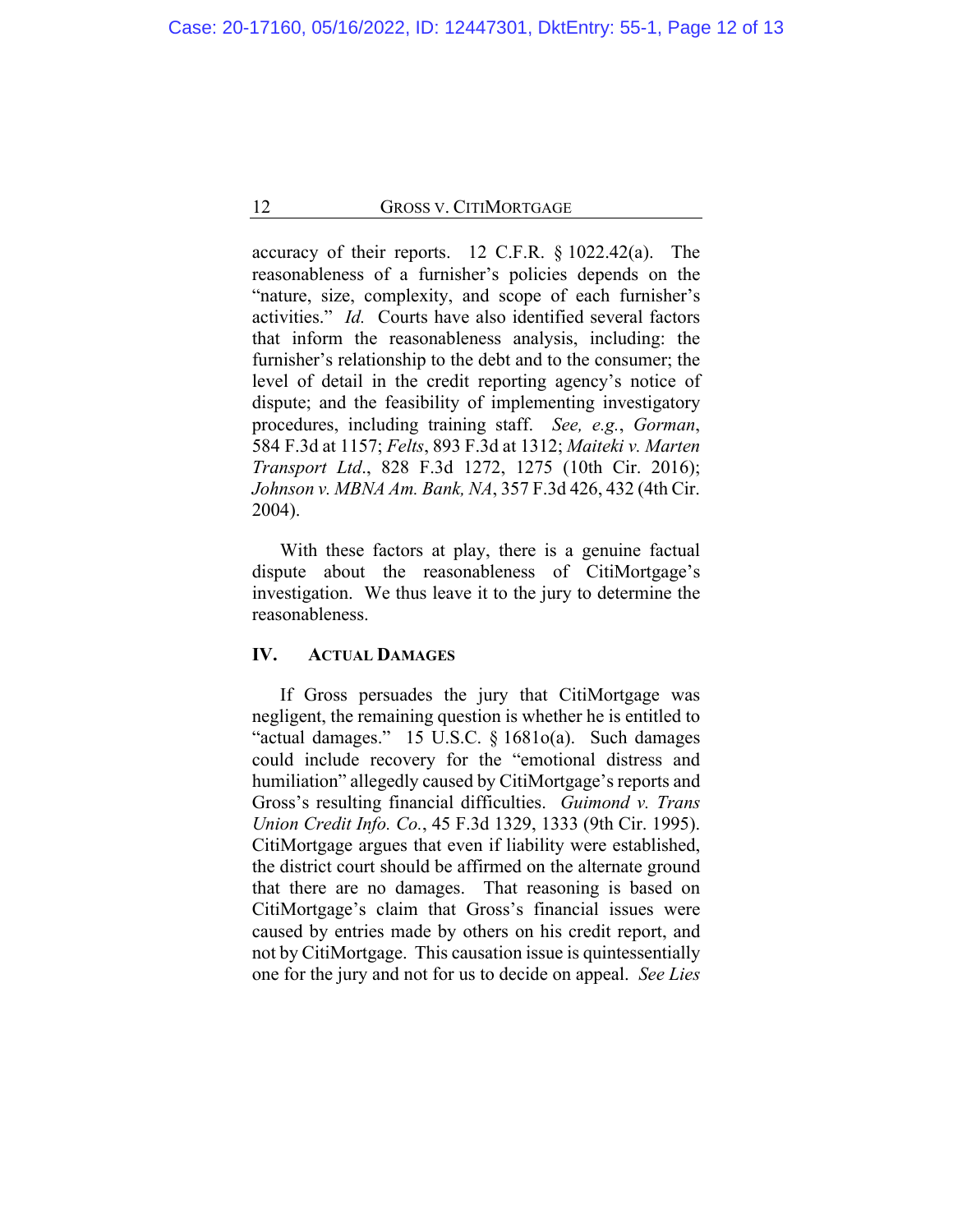accuracy of their reports. 12 C.F.R. § 1022.42(a). The reasonableness of a furnisher's policies depends on the "nature, size, complexity, and scope of each furnisher's activities." *Id.* Courts have also identified several factors that inform the reasonableness analysis, including: the furnisher's relationship to the debt and to the consumer; the level of detail in the credit reporting agency's notice of dispute; and the feasibility of implementing investigatory procedures, including training staff. *See, e.g.*, *Gorman*, 584 F.3d at 1157; *Felts*, 893 F.3d at 1312; *Maiteki v. Marten Transport Ltd*., 828 F.3d 1272, 1275 (10th Cir. 2016); *Johnson v. MBNA Am. Bank, NA*, 357 F.3d 426, 432 (4th Cir. 2004).

With these factors at play, there is a genuine factual dispute about the reasonableness of CitiMortgage's investigation. We thus leave it to the jury to determine the reasonableness.

## IV. Actual Damages

If Gross persuades the jury that CitiMortgage was negligent, the remaining question is whether he is entitled to "actual damages." 15 U.S.C. § 1681o(a). Such damages could include recovery for the "emotional distress and humiliation" allegedly caused by CitiMortgage's reports and Gross's resulting financial difficulties. *Guimond v. Trans Union Credit Info. Co.*, 45 F.3d 1329, 1333 (9th Cir. 1995). CitiMortgage argues that even if liability were established, the district court should be affirmed on the alternate ground that there are no damages. That reasoning is based on CitiMortgage's claim that Gross's financial issues were caused by entries made by others on his credit report, and not by CitiMortgage. This causation issue is quintessentially one for the jury and not for us to decide on appeal. *See Lies*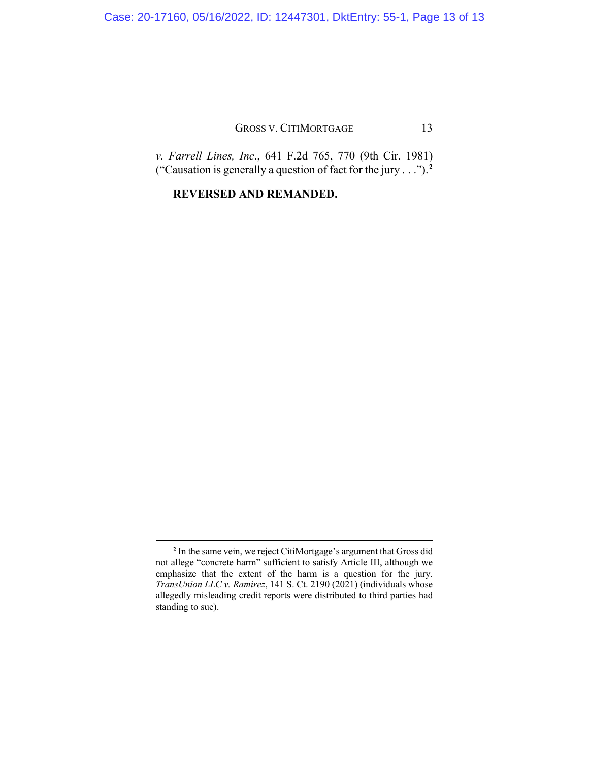*v. Farrell Lines, Inc.*, 641 F.2d 765, 770 (9th Cir. 1981) ("Causation is generally a question of fact for the jury . . .").[2]

**REVERSED AND REMANDED.**

---

[2] In the same vein, we reject CitiMortgage's argument that Gross did not allege "concrete harm" sufficient to satisfy Article III, although we emphasize that the extent of the harm is a question for the jury. *TransUnion LLC v. Ramirez*, 141 S. Ct. 2190 (2021) (individuals whose allegedly misleading credit reports were distributed to third parties had standing to sue).